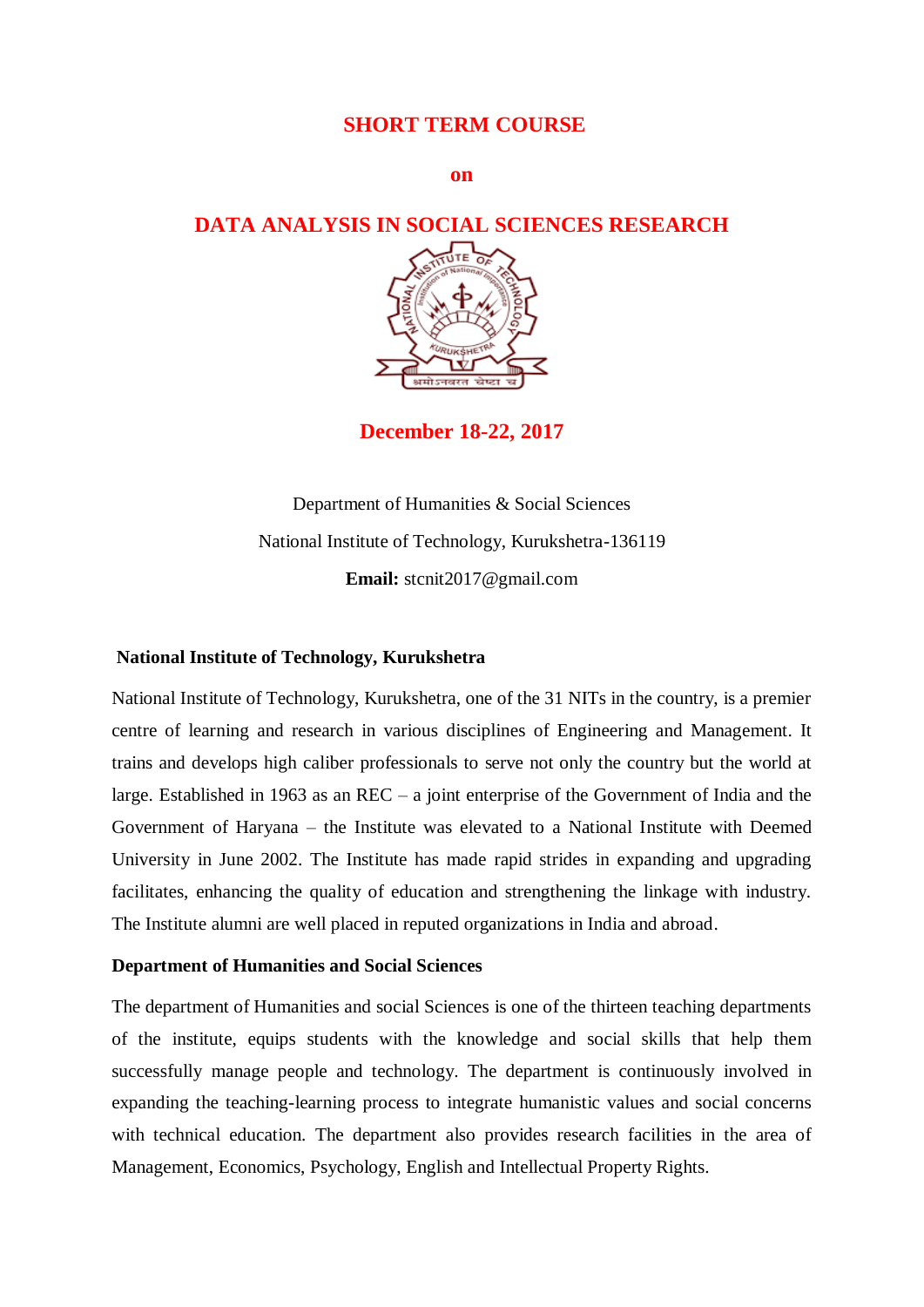# SHORT TERM COURSE

## on

# DATA ANALYSIS IN SOCIAL SCIENCES RESEARCH

## December 18-22, 2017

Department of Humanities & Social Sciences

National Institute of Technology, Kurukshetra-136119

**Email:** stcnit2017@gmail.com

### National Institute of Technology, Kurukshetra

National Institute of Technology, Kurukshetra, one of the 31 NITs in the country, is a premier centre of learning and research in various disciplines of Engineering and Management. It trains and develops high caliber professionals to serve not only the country but the world at large. Established in 1963 as an REC – a joint enterprise of the Government of India and the Government of Haryana – the Institute was elevated to a National Institute with Deemed University in June 2002. The Institute has made rapid strides in expanding and upgrading facilitates, enhancing the quality of education and strengthening the linkage with industry. The Institute alumni are well placed in reputed organizations in India and abroad.

### Department of Humanities and Social Sciences

The department of Humanities and social Sciences is one of the thirteen teaching departments of the institute, equips students with the knowledge and social skills that help them successfully manage people and technology. The department is continuously involved in expanding the teaching-learning process to integrate humanistic values and social concerns with technical education. The department also provides research facilities in the area of Management, Economics, Psychology, English and Intellectual Property Rights.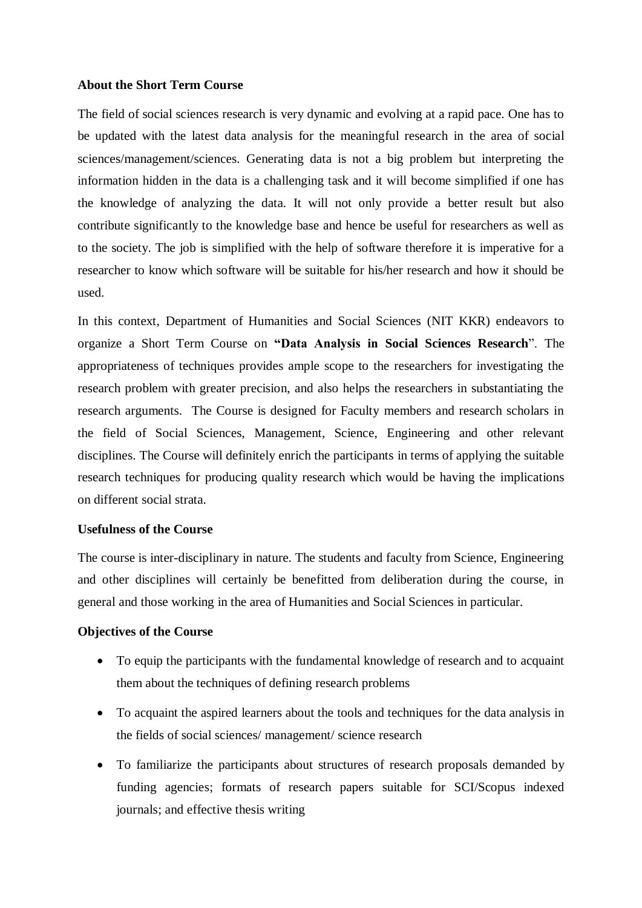**About the Short Term Course**

The field of social sciences research is very dynamic and evolving at a rapid pace. One has to be updated with the latest data analysis for the meaningful research in the area of social sciences/management/sciences. Generating data is not a big problem but interpreting the information hidden in the data is a challenging task and it will become simplified if one has the knowledge of analyzing the data. It will not only provide a better result but also contribute significantly to the knowledge base and hence be useful for researchers as well as to the society. The job is simplified with the help of software therefore it is imperative for a researcher to know which software will be suitable for his/her research and how it should be used.

In this context, Department of Humanities and Social Sciences (NIT KKR) endeavors to organize a Short Term Course on **"Data Analysis in Social Sciences Research**". The appropriateness of techniques provides ample scope to the researchers for investigating the research problem with greater precision, and also helps the researchers in substantiating the research arguments. The Course is designed for Faculty members and research scholars in the field of Social Sciences, Management, Science, Engineering and other relevant disciplines. The Course will definitely enrich the participants in terms of applying the suitable research techniques for producing quality research which would be having the implications on different social strata.

**Usefulness of the Course**

The course is inter-disciplinary in nature. The students and faculty from Science, Engineering and other disciplines will certainly be benefitted from deliberation during the course, in general and those working in the area of Humanities and Social Sciences in particular.

**Objectives of the Course**

- To equip the participants with the fundamental knowledge of research and to acquaint them about the techniques of defining research problems
- To acquaint the aspired learners about the tools and techniques for the data analysis in the fields of social sciences/ management/ science research
- To familiarize the participants about structures of research proposals demanded by funding agencies; formats of research papers suitable for SCI/Scopus indexed journals; and effective thesis writing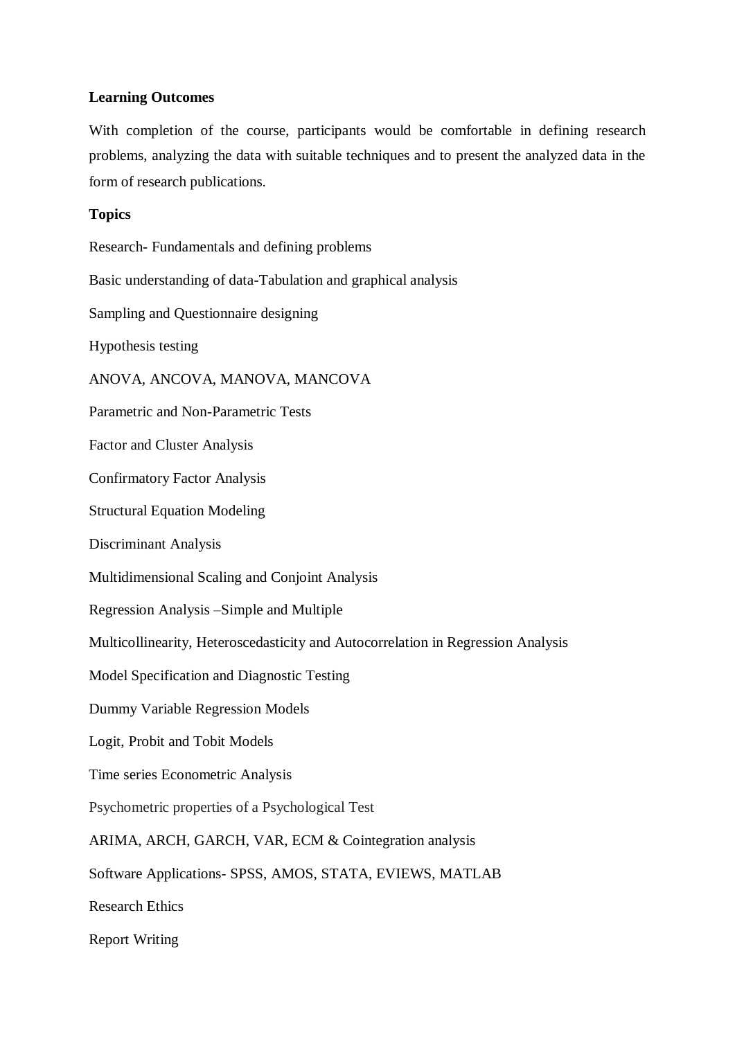**Learning Outcomes**

With completion of the course, participants would be comfortable in defining research problems, analyzing the data with suitable techniques and to present the analyzed data in the form of research publications.

**Topics**

Research- Fundamentals and defining problems

Basic understanding of data-Tabulation and graphical analysis

Sampling and Questionnaire designing

Hypothesis testing

ANOVA, ANCOVA, MANOVA, MANCOVA

Parametric and Non-Parametric Tests

Factor and Cluster Analysis

Confirmatory Factor Analysis

Structural Equation Modeling

Discriminant Analysis

Multidimensional Scaling and Conjoint Analysis

Regression Analysis –Simple and Multiple

Multicollinearity, Heteroscedasticity and Autocorrelation in Regression Analysis

Model Specification and Diagnostic Testing

Dummy Variable Regression Models

Logit, Probit and Tobit Models

Time series Econometric Analysis

Psychometric properties of a Psychological Test

ARIMA, ARCH, GARCH, VAR, ECM & Cointegration analysis

Software Applications- SPSS, AMOS, STATA, EVIEWS, MATLAB

Research Ethics

Report Writing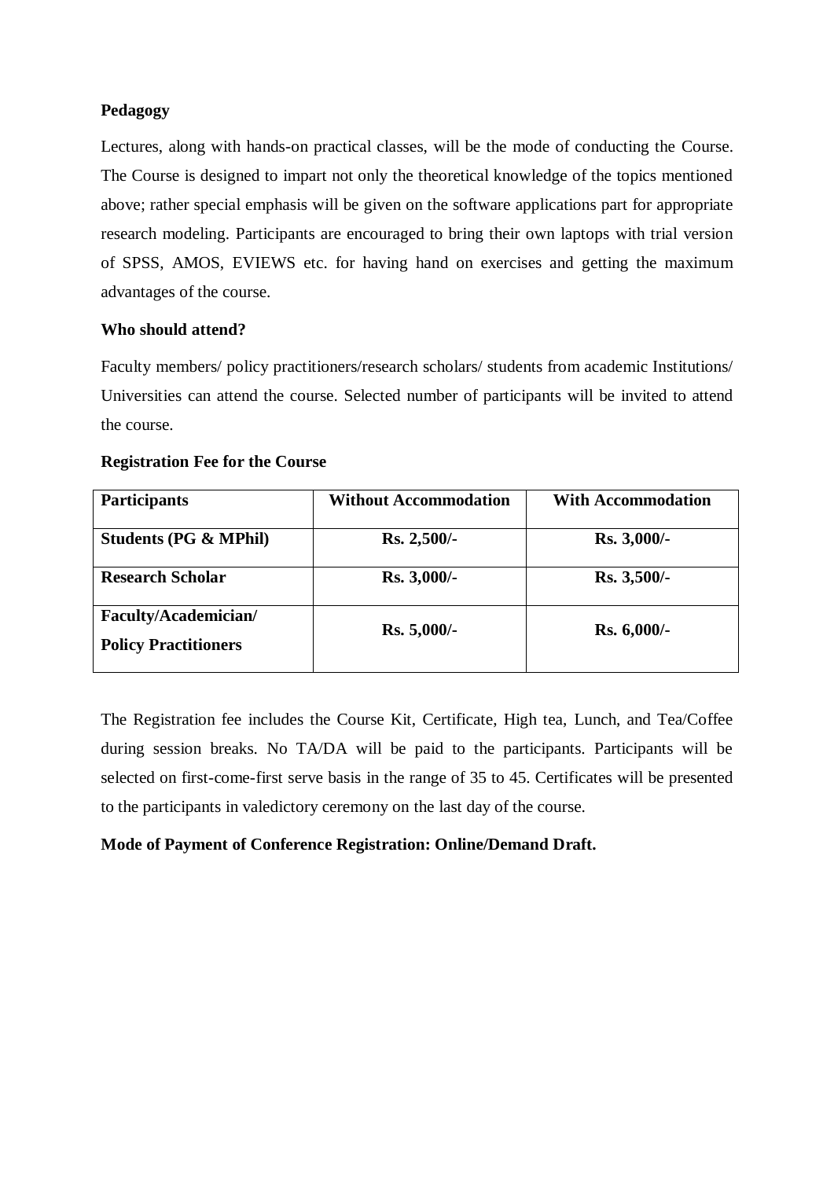**Pedagogy**

Lectures, along with hands-on practical classes, will be the mode of conducting the Course. The Course is designed to impart not only the theoretical knowledge of the topics mentioned above; rather special emphasis will be given on the software applications part for appropriate research modeling. Participants are encouraged to bring their own laptops with trial version of SPSS, AMOS, EVIEWS etc. for having hand on exercises and getting the maximum advantages of the course.

**Who should attend?**

Faculty members/ policy practitioners/research scholars/ students from academic Institutions/ Universities can attend the course. Selected number of participants will be invited to attend the course.

**Registration Fee for the Course**

| **Participants** | **Without Accommodation** | **With Accommodation** |
|---|---|---|
| **Students (PG & MPhil)** | **Rs. 2,500/-** | **Rs. 3,000/-** |
| **Research Scholar** | **Rs. 3,000/-** | **Rs. 3,500/-** |
| **Faculty/Academician/ Policy Practitioners** | **Rs. 5,000/-** | **Rs. 6,000/-** |

The Registration fee includes the Course Kit, Certificate, High tea, Lunch, and Tea/Coffee during session breaks. No TA/DA will be paid to the participants. Participants will be selected on first-come-first serve basis in the range of 35 to 45. Certificates will be presented to the participants in valedictory ceremony on the last day of the course.

**Mode of Payment of Conference Registration: Online/Demand Draft.**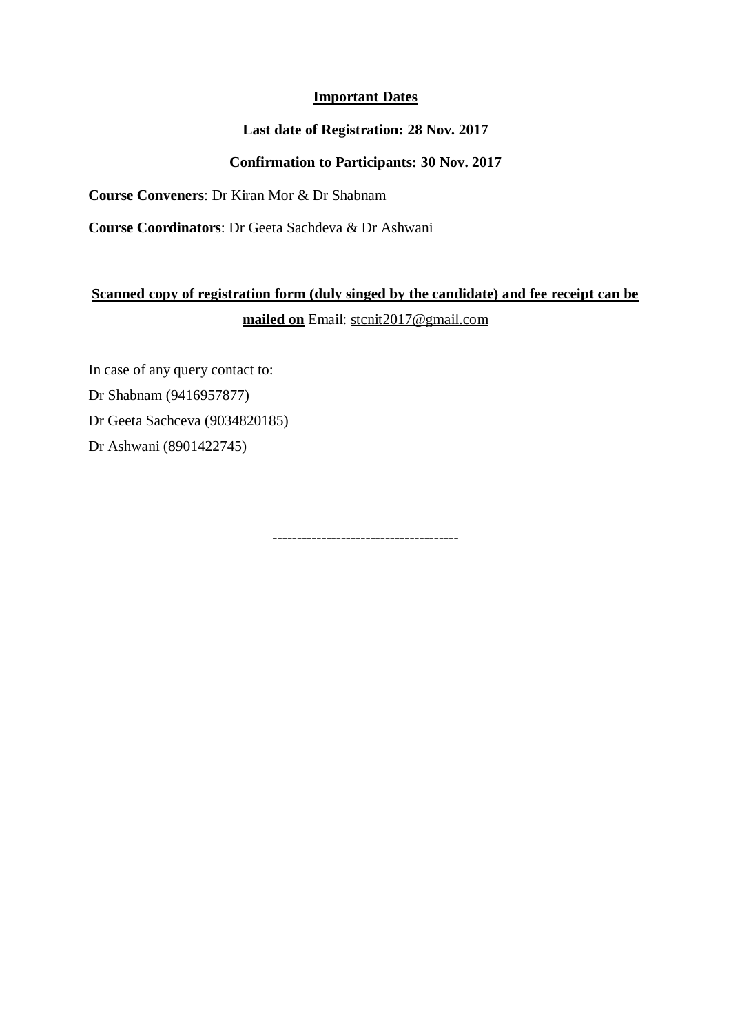**Important Dates**

**Last date of Registration: 28 Nov. 2017**

**Confirmation to Participants: 30 Nov. 2017**

**Course Conveners**: Dr Kiran Mor & Dr Shabnam

**Course Coordinators**: Dr Geeta Sachdeva & Dr Ashwani

**Scanned copy of registration form (duly singed by the candidate) and fee receipt can be mailed on** Email: stcnit2017@gmail.com

In case of any query contact to:

Dr Shabnam (9416957877)

Dr Geeta Sachceva (9034820185)

Dr Ashwani (8901422745)

-------------------------------------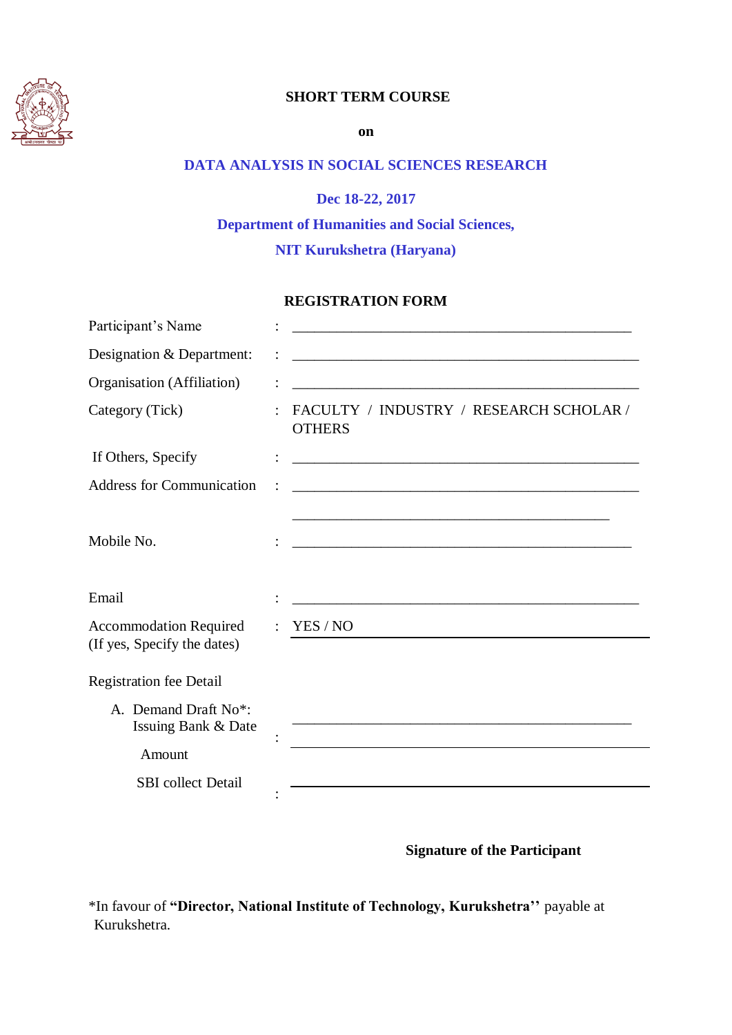**SHORT TERM COURSE**

**on**

**DATA ANALYSIS IN SOCIAL SCIENCES RESEARCH**

**Dec 18-22, 2017**

**Department of Humanities and Social Sciences,**

**NIT Kurukshetra (Haryana)**

**REGISTRATION FORM**

Participant's Name : _______________________________________________

Designation & Department: : _______________________________________________

Organisation (Affiliation) : _______________________________________________

Category (Tick) : FACULTY / INDUSTRY / RESEARCH SCHOLAR / OTHERS

If Others, Specify : _______________________________________________

Address for Communication : _______________________________________________

_______________________________________________

Mobile No. : _______________________________________________

Email : _______________________________________________

Accommodation Required (If yes, Specify the dates) : YES / NO _______________________________________________

Registration fee Detail

A. Demand Draft No*: Issuing Bank & Date : _______________________________________________

Amount _______________________________________________

SBI collect Detail : _______________________________________________

**Signature of the Participant**

*In favour of **"Director, National Institute of Technology, Kurukshetra''** payable at Kurukshetra.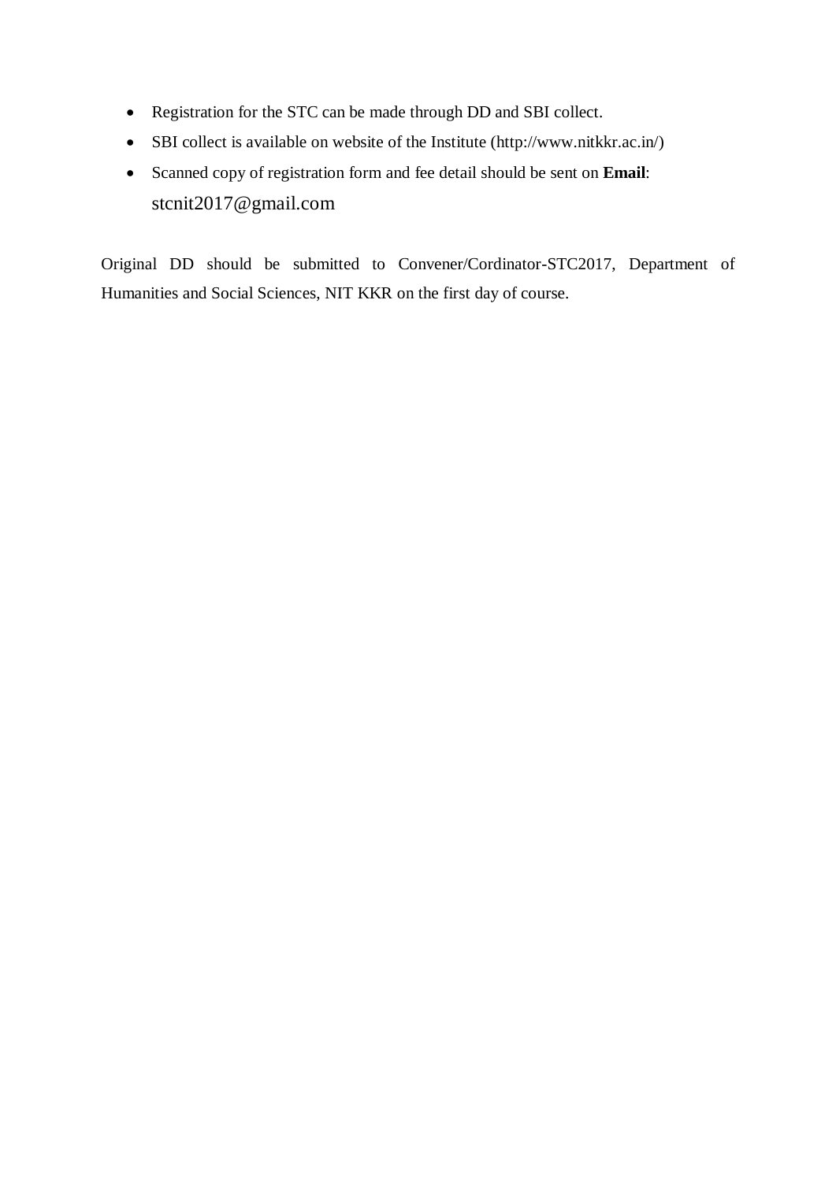- Registration for the STC can be made through DD and SBI collect.
- SBI collect is available on website of the Institute (http://www.nitkkr.ac.in/)
- Scanned copy of registration form and fee detail should be sent on **Email**: stcnit2017@gmail.com

Original DD should be submitted to Convener/Cordinator-STC2017, Department of Humanities and Social Sciences, NIT KKR on the first day of course.